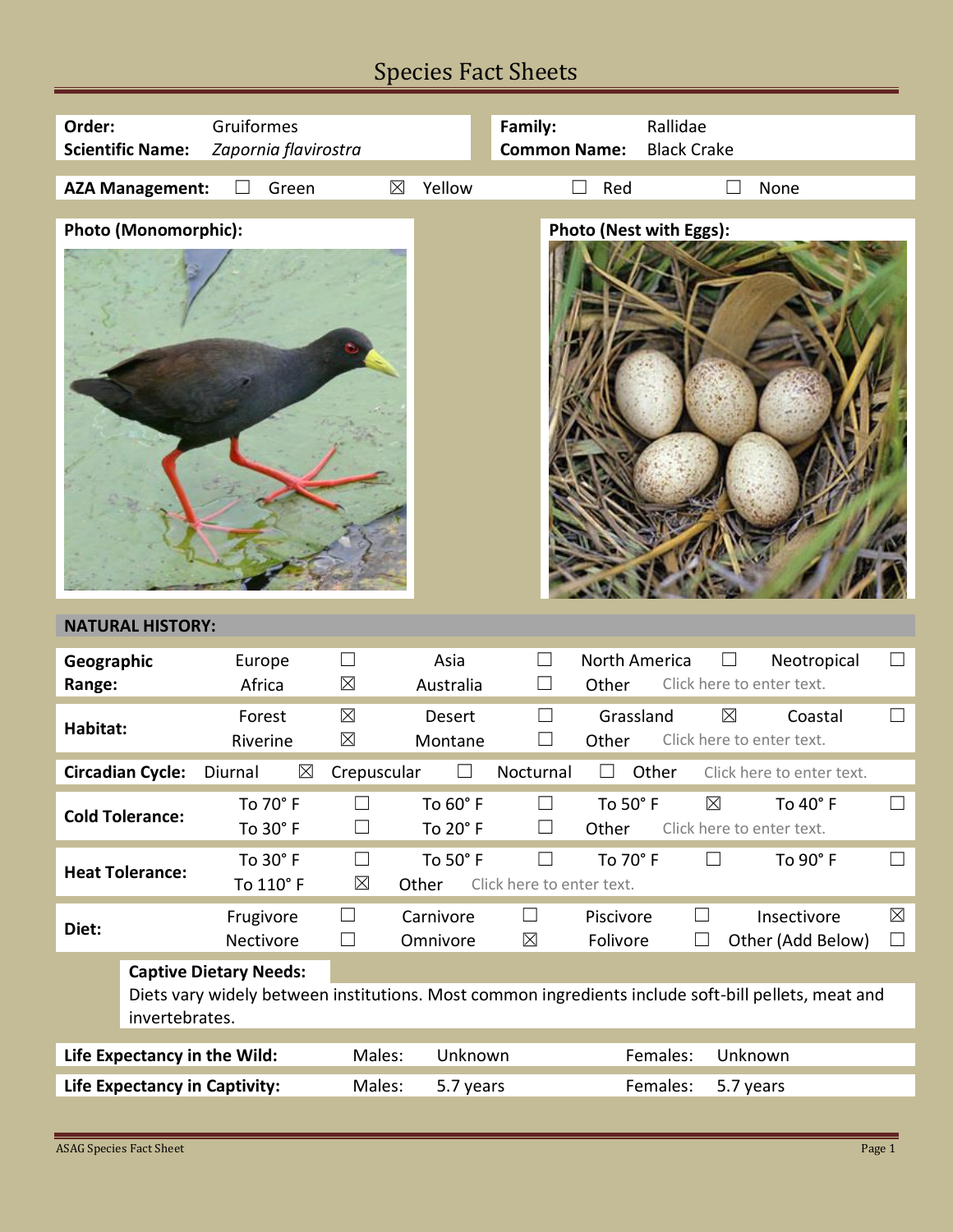# Species Fact Sheets

| | | | |
|---|---|---|---|
| **Order:** | Gruiformes | **Family:** | Rallidae |
| **Scientific Name:** | *Zapornia flavirostra* | **Common Name:** | Black Crake |

**AZA Management:** ☐ Green ☒ Yellow ☐ Red ☐ None

**Photo (Monomorphic):**

**Photo (Nest with Eggs):**

## NATURAL HISTORY:

| | | | | | | | | |
|---|---|---|---|---|---|---|---|---|
| **Geographic Range:** | Europe | ☐ | Asia | ☐ | North America | ☐ | Neotropical | ☐ |
| | Africa | ☒ | Australia | ☐ | Other | Click here to enter text. | | |
| **Habitat:** | Forest | ☒ | Desert | ☐ | Grassland | ☒ | Coastal | ☐ |
| | Riverine | ☒ | Montane | ☐ | Other | Click here to enter text. | | |
| **Circadian Cycle:** | Diurnal | ☒ | Crepuscular | ☐ | Nocturnal | ☐ | Other | Click here to enter text. |
| **Cold Tolerance:** | To 70° F | ☐ | To 60° F | ☐ | To 50° F | ☒ | To 40° F | ☐ |
| | To 30° F | ☐ | To 20° F | ☐ | Other | Click here to enter text. | | |
| **Heat Tolerance:** | To 30° F | ☐ | To 50° F | ☐ | To 70° F | ☐ | To 90° F | ☐ |
| | To 110° F | ☒ | Other | Click here to enter text. | | | | |
| **Diet:** | Frugivore | ☐ | Carnivore | ☐ | Piscivore | ☐ | Insectivore | ☒ |
| | Nectivore | ☐ | Omnivore | ☒ | Folivore | ☐ | Other (Add Below) | ☐ |

**Captive Dietary Needs:**

Diets vary widely between institutions. Most common ingredients include soft-bill pellets, meat and invertebrates.

| | | | | |
|---|---|---|---|---|
| **Life Expectancy in the Wild:** | Males: | Unknown | Females: | Unknown |
| **Life Expectancy in Captivity:** | Males: | 5.7 years | Females: | 5.7 years |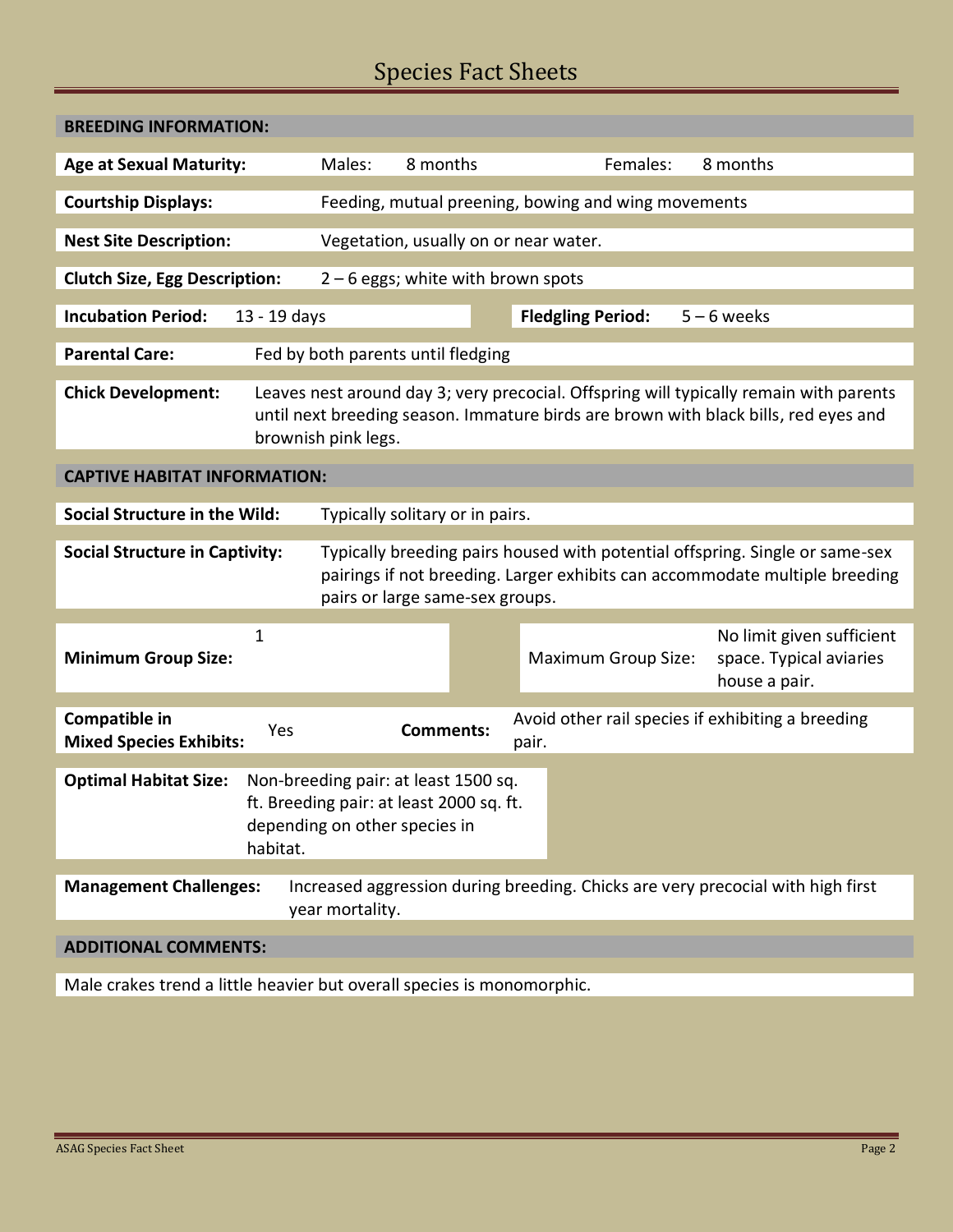# Species Fact Sheets

## BREEDING INFORMATION:

**Age at Sexual Maturity:** Males: 8 months Females: 8 months

**Courtship Displays:** Feeding, mutual preening, bowing and wing movements

**Nest Site Description:** Vegetation, usually on or near water.

**Clutch Size, Egg Description:** 2 – 6 eggs; white with brown spots

**Incubation Period:** 13 - 19 days **Fledgling Period:** 5 – 6 weeks

**Parental Care:** Fed by both parents until fledging

**Chick Development:** Leaves nest around day 3; very precocial. Offspring will typically remain with parents until next breeding season. Immature birds are brown with black bills, red eyes and brownish pink legs.

## CAPTIVE HABITAT INFORMATION:

**Social Structure in the Wild:** Typically solitary or in pairs.

**Social Structure in Captivity:** Typically breeding pairs housed with potential offspring. Single or same-sex pairings if not breeding. Larger exhibits can accommodate multiple breeding pairs or large same-sex groups.

**Minimum Group Size:** 1 Maximum Group Size: No limit given sufficient space. Typical aviaries house a pair.

**Compatible in Mixed Species Exhibits:** Yes **Comments:** Avoid other rail species if exhibiting a breeding pair.

**Optimal Habitat Size:** Non-breeding pair: at least 1500 sq. ft. Breeding pair: at least 2000 sq. ft. depending on other species in habitat.

**Management Challenges:** Increased aggression during breeding. Chicks are very precocial with high first year mortality.

## ADDITIONAL COMMENTS:

Male crakes trend a little heavier but overall species is monomorphic.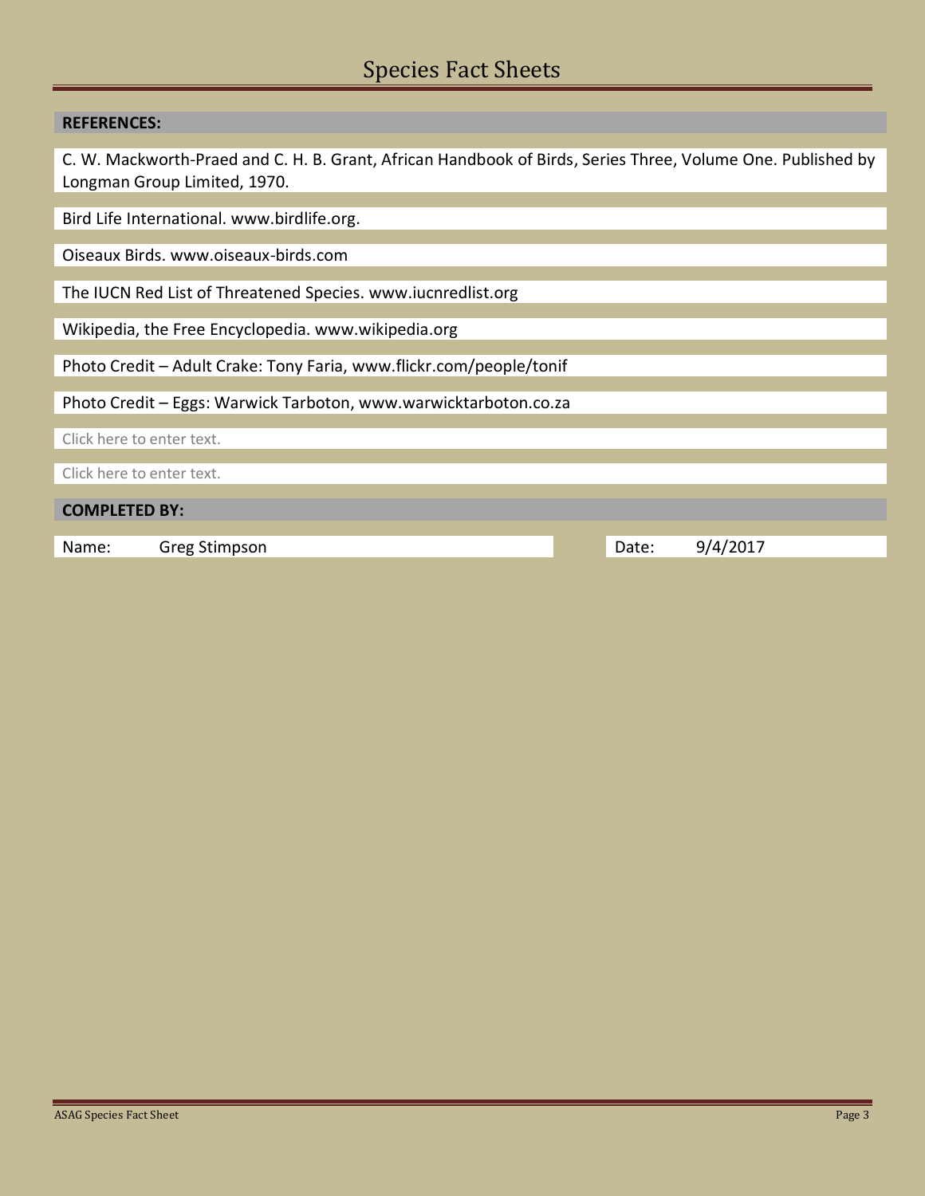## REFERENCES:

C. W. Mackworth-Praed and C. H. B. Grant, African Handbook of Birds, Series Three, Volume One. Published by Longman Group Limited, 1970.

Bird Life International. www.birdlife.org.

Oiseaux Birds. www.oiseaux-birds.com

The IUCN Red List of Threatened Species. www.iucnredlist.org

Wikipedia, the Free Encyclopedia. www.wikipedia.org

Photo Credit – Adult Crake: Tony Faria, www.flickr.com/people/tonif

Photo Credit – Eggs: Warwick Tarboton, www.warwicktarboton.co.za

Click here to enter text.

Click here to enter text.

## COMPLETED BY:

Name: Greg Stimpson

Date: 9/4/2017